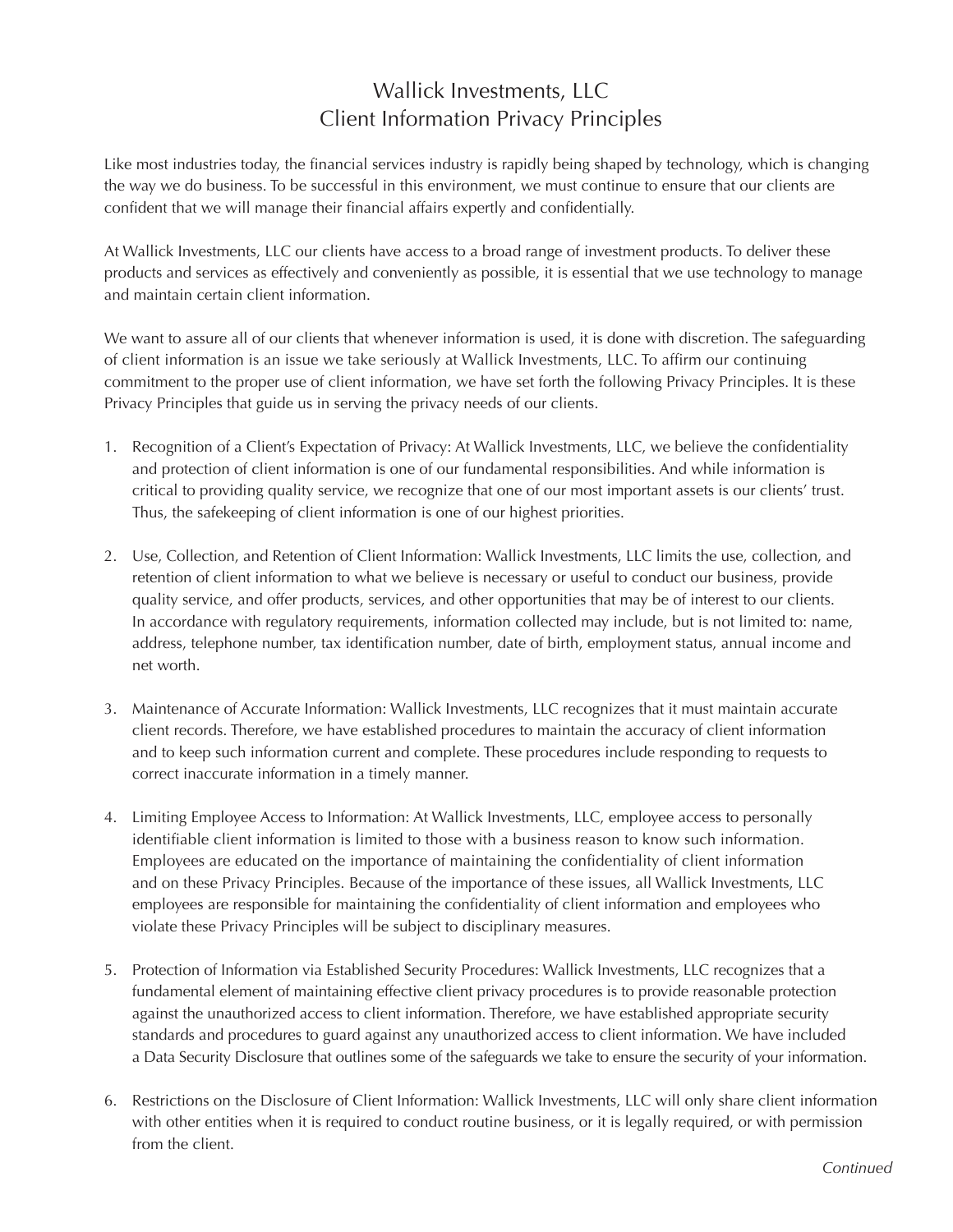# Wallick Investments, LLC
## Client Information Privacy Principles

Like most industries today, the financial services industry is rapidly being shaped by technology, which is changing the way we do business. To be successful in this environment, we must continue to ensure that our clients are confident that we will manage their financial affairs expertly and confidentially.

At Wallick Investments, LLC our clients have access to a broad range of investment products. To deliver these products and services as effectively and conveniently as possible, it is essential that we use technology to manage and maintain certain client information.

We want to assure all of our clients that whenever information is used, it is done with discretion. The safeguarding of client information is an issue we take seriously at Wallick Investments, LLC. To affirm our continuing commitment to the proper use of client information, we have set forth the following Privacy Principles. It is these Privacy Principles that guide us in serving the privacy needs of our clients.

1. Recognition of a Client's Expectation of Privacy: At Wallick Investments, LLC, we believe the confidentiality and protection of client information is one of our fundamental responsibilities. And while information is critical to providing quality service, we recognize that one of our most important assets is our clients' trust. Thus, the safekeeping of client information is one of our highest priorities.

2. Use, Collection, and Retention of Client Information: Wallick Investments, LLC limits the use, collection, and retention of client information to what we believe is necessary or useful to conduct our business, provide quality service, and offer products, services, and other opportunities that may be of interest to our clients. In accordance with regulatory requirements, information collected may include, but is not limited to: name, address, telephone number, tax identification number, date of birth, employment status, annual income and net worth.

3. Maintenance of Accurate Information: Wallick Investments, LLC recognizes that it must maintain accurate client records. Therefore, we have established procedures to maintain the accuracy of client information and to keep such information current and complete. These procedures include responding to requests to correct inaccurate information in a timely manner.

4. Limiting Employee Access to Information: At Wallick Investments, LLC, employee access to personally identifiable client information is limited to those with a business reason to know such information. Employees are educated on the importance of maintaining the confidentiality of client information and on these Privacy Principles. Because of the importance of these issues, all Wallick Investments, LLC employees are responsible for maintaining the confidentiality of client information and employees who violate these Privacy Principles will be subject to disciplinary measures.

5. Protection of Information via Established Security Procedures: Wallick Investments, LLC recognizes that a fundamental element of maintaining effective client privacy procedures is to provide reasonable protection against the unauthorized access to client information. Therefore, we have established appropriate security standards and procedures to guard against any unauthorized access to client information. We have included a Data Security Disclosure that outlines some of the safeguards we take to ensure the security of your information.

6. Restrictions on the Disclosure of Client Information: Wallick Investments, LLC will only share client information with other entities when it is required to conduct routine business, or it is legally required, or with permission from the client.

*Continued*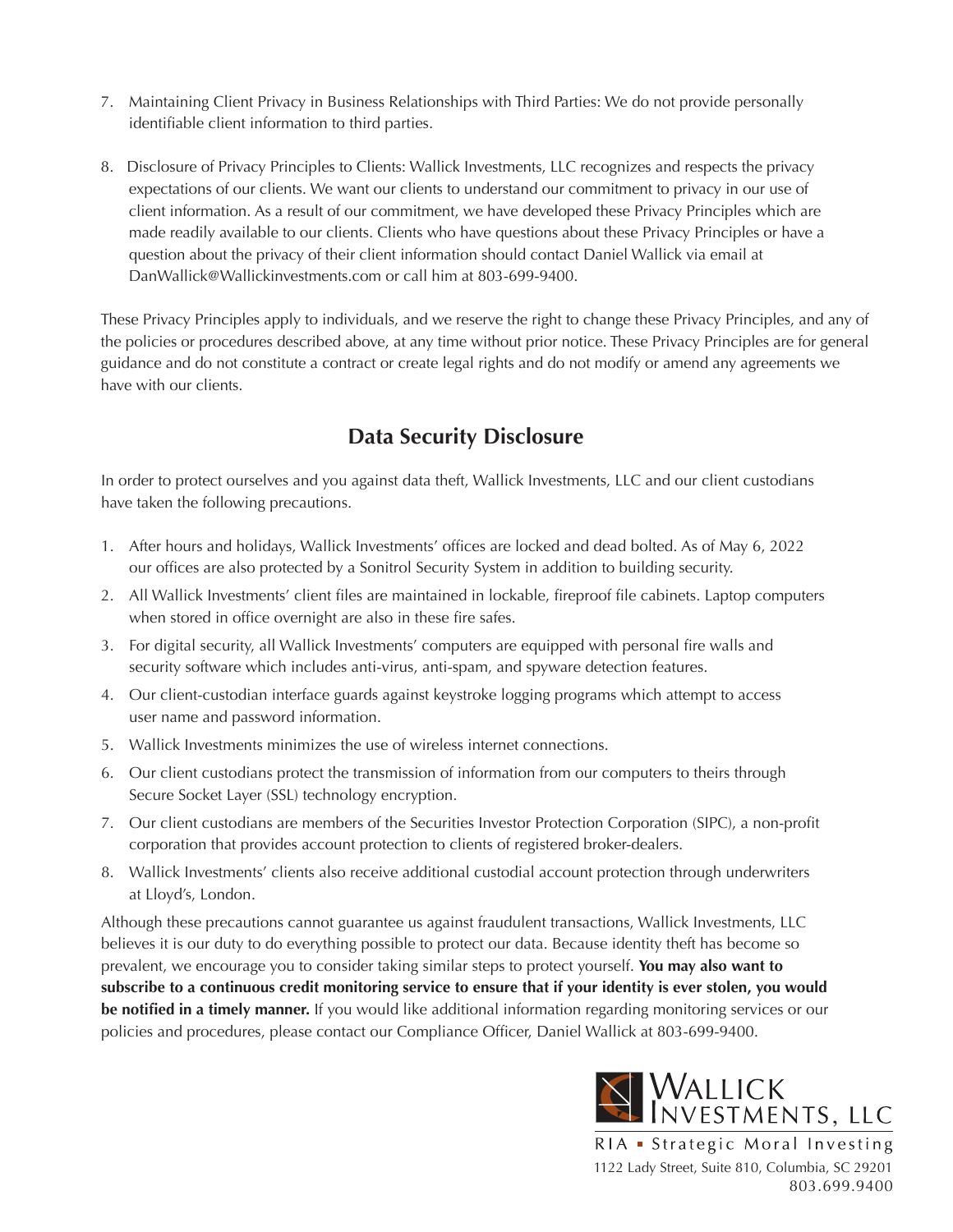7. Maintaining Client Privacy in Business Relationships with Third Parties: We do not provide personally identifiable client information to third parties.

8. Disclosure of Privacy Principles to Clients: Wallick Investments, LLC recognizes and respects the privacy expectations of our clients. We want our clients to understand our commitment to privacy in our use of client information. As a result of our commitment, we have developed these Privacy Principles which are made readily available to our clients. Clients who have questions about these Privacy Principles or have a question about the privacy of their client information should contact Daniel Wallick via email at DanWallick@Wallickinvestments.com or call him at 803-699-9400.

These Privacy Principles apply to individuals, and we reserve the right to change these Privacy Principles, and any of the policies or procedures described above, at any time without prior notice. These Privacy Principles are for general guidance and do not constitute a contract or create legal rights and do not modify or amend any agreements we have with our clients.

## Data Security Disclosure

In order to protect ourselves and you against data theft, Wallick Investments, LLC and our client custodians have taken the following precautions.

1. After hours and holidays, Wallick Investments' offices are locked and dead bolted. As of May 6, 2022 our offices are also protected by a Sonitrol Security System in addition to building security.
2. All Wallick Investments' client files are maintained in lockable, fireproof file cabinets. Laptop computers when stored in office overnight are also in these fire safes.
3. For digital security, all Wallick Investments' computers are equipped with personal fire walls and security software which includes anti-virus, anti-spam, and spyware detection features.
4. Our client-custodian interface guards against keystroke logging programs which attempt to access user name and password information.
5. Wallick Investments minimizes the use of wireless internet connections.
6. Our client custodians protect the transmission of information from our computers to theirs through Secure Socket Layer (SSL) technology encryption.
7. Our client custodians are members of the Securities Investor Protection Corporation (SIPC), a non-profit corporation that provides account protection to clients of registered broker-dealers.
8. Wallick Investments' clients also receive additional custodial account protection through underwriters at Lloyd's, London.

Although these precautions cannot guarantee us against fraudulent transactions, Wallick Investments, LLC believes it is our duty to do everything possible to protect our data. Because identity theft has become so prevalent, we encourage you to consider taking similar steps to protect yourself. **You may also want to subscribe to a continuous credit monitoring service to ensure that if your identity is ever stolen, you would be notified in a timely manner.** If you would like additional information regarding monitoring services or our policies and procedures, please contact our Compliance Officer, Daniel Wallick at 803-699-9400.

WALLICK INVESTMENTS, LLC
RIA ▪ Strategic Moral Investing
1122 Lady Street, Suite 810, Columbia, SC 29201
803.699.9400